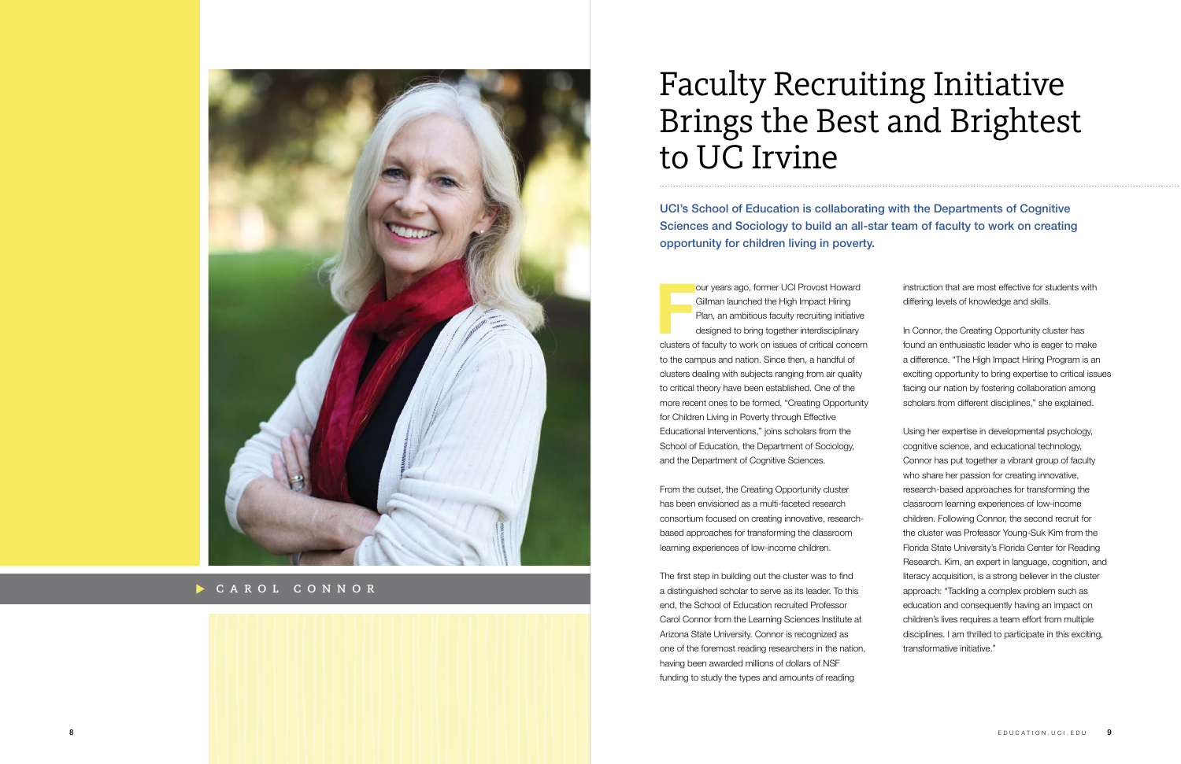# Faculty Recruiting Initiative Brings the Best and Brightest to UC Irvine

**UCI's School of Education is collaborating with the Departments of Cognitive Sciences and Sociology to build an all-star team of faculty to work on creating opportunity for children living in poverty.**

CAROL CONNOR

Four years ago, former UCI Provost Howard Gillman launched the High Impact Hiring Plan, an ambitious faculty recruiting initiative designed to bring together interdisciplinary clusters of faculty to work on issues of critical concern to the campus and nation. Since then, a handful of clusters dealing with subjects ranging from air quality to critical theory have been established. One of the more recent ones to be formed, "Creating Opportunity for Children Living in Poverty through Effective Educational Interventions," joins scholars from the School of Education, the Department of Sociology, and the Department of Cognitive Sciences.

From the outset, the Creating Opportunity cluster has been envisioned as a multi-faceted research consortium focused on creating innovative, research-based approaches for transforming the classroom learning experiences of low-income children.

The first step in building out the cluster was to find a distinguished scholar to serve as its leader. To this end, the School of Education recruited Professor Carol Connor from the Learning Sciences Institute at Arizona State University. Connor is recognized as one of the foremost reading researchers in the nation, having been awarded millions of dollars of NSF funding to study the types and amounts of reading instruction that are most effective for students with differing levels of knowledge and skills.

In Connor, the Creating Opportunity cluster has found an enthusiastic leader who is eager to make a difference. "The High Impact Hiring Program is an exciting opportunity to bring expertise to critical issues facing our nation by fostering collaboration among scholars from different disciplines," she explained.

Using her expertise in developmental psychology, cognitive science, and educational technology, Connor has put together a vibrant group of faculty who share her passion for creating innovative, research-based approaches for transforming the classroom learning experiences of low-income children. Following Connor, the second recruit for the cluster was Professor Young-Suk Kim from the Florida State University's Florida Center for Reading Research. Kim, an expert in language, cognition, and literacy acquisition, is a strong believer in the cluster approach: "Tackling a complex problem such as education and consequently having an impact on children's lives requires a team effort from multiple disciplines. I am thrilled to participate in this exciting, transformative initiative."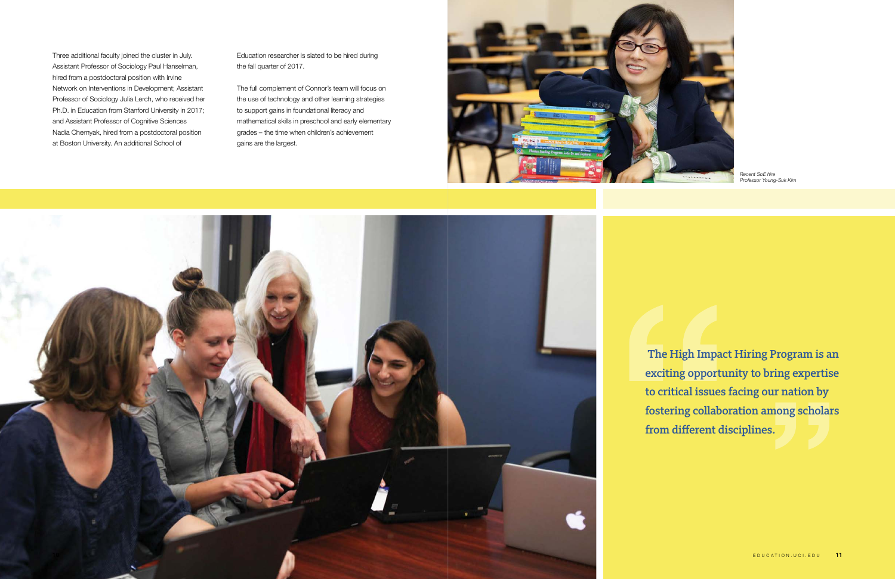Three additional faculty joined the cluster in July. Assistant Professor of Sociology Paul Hanselman, hired from a postdoctoral position with Irvine Network on Interventions in Development; Assistant Professor of Sociology Julia Lerch, who received her Ph.D. in Education from Stanford University in 2017; and Assistant Professor of Cognitive Sciences Nadia Chernyak, hired from a postdoctoral position at Boston University. An additional School of Education researcher is slated to be hired during the fall quarter of 2017.

The full complement of Connor's team will focus on the use of technology and other learning strategies to support gains in foundational literacy and mathematical skills in preschool and early elementary grades – the time when children's achievement gains are the largest.

*Recent SoE hire*
*Professor Young-Suk Kim*

**The High Impact Hiring Program is an exciting opportunity to bring expertise to critical issues facing our nation by fostering collaboration among scholars from different disciplines.**